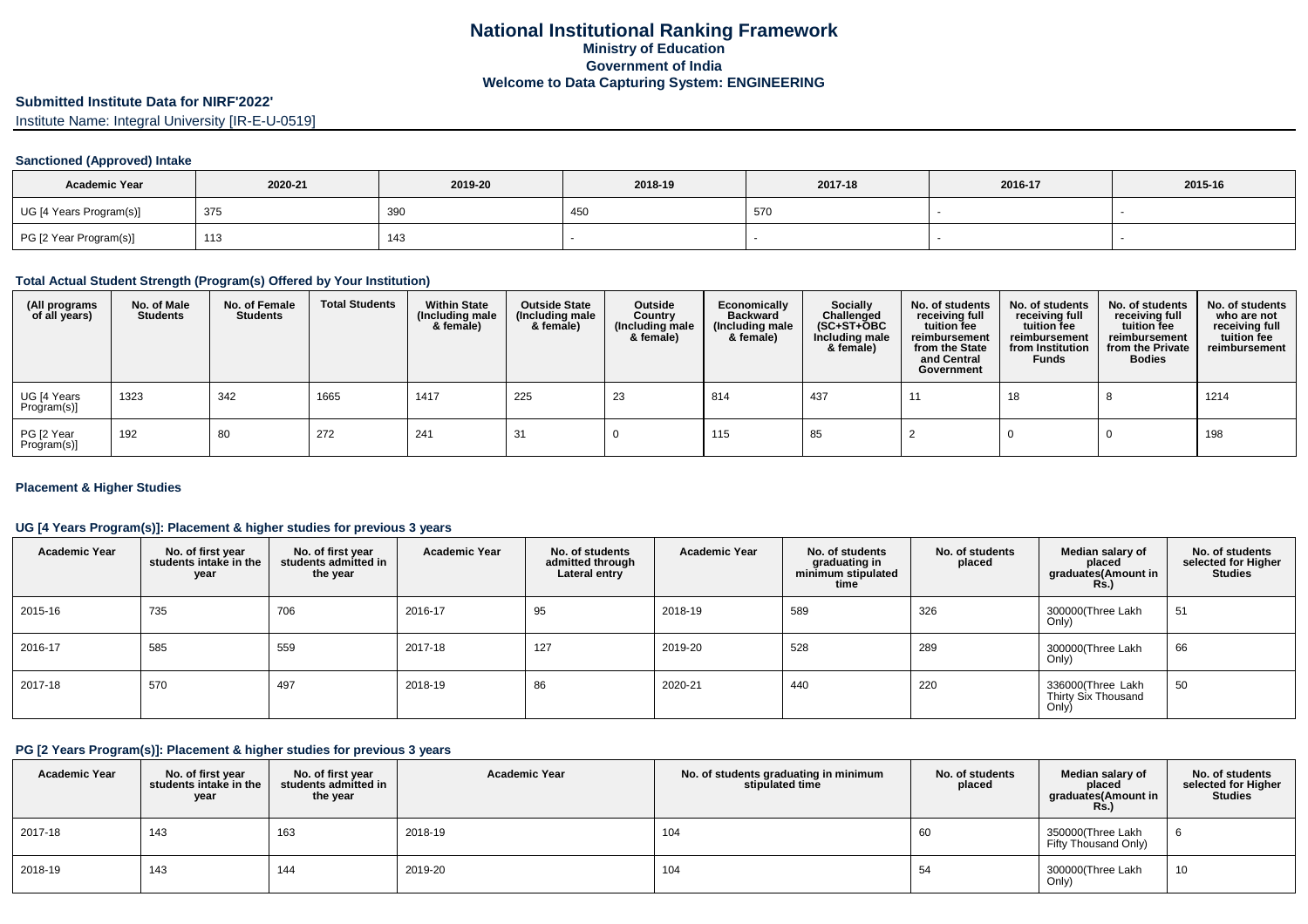# National Institutional Ranking Framework

**Ministry of Education**

**Government of India**

**Welcome to Data Capturing System: ENGINEERING**

## Submitted Institute Data for NIRF'2022'

Institute Name: Integral University [IR-E-U-0519]

### Sanctioned (Approved) Intake

| Academic Year | 2020-21 | 2019-20 | 2018-19 | 2017-18 | 2016-17 | 2015-16 |
|---|---|---|---|---|---|---|
| UG [4 Years Program(s)] | 375 | 390 | 450 | 570 | - | - |
| PG [2 Year Program(s)] | 113 | 143 | - | - | - | - |

### Total Actual Student Strength (Program(s) Offered by Your Institution)

| (All programs of all years) | No. of Male Students | No. of Female Students | Total Students | Within State (Including male & female) | Outside State (Including male & female) | Outside Country (Including male & female) | Economically Backward (Including male & female) | Socially Challenged (SC+ST+OBC Including male & female) | No. of students receiving full tuition fee reimbursement from the State and Central Government | No. of students receiving full tuition fee reimbursement from Institution Funds | No. of students receiving full tuition fee reimbursement from the Private Bodies | No. of students who are not receiving full tuition fee reimbursement |
|---|---|---|---|---|---|---|---|---|---|---|---|---|
| UG [4 Years Program(s)] | 1323 | 342 | 1665 | 1417 | 225 | 23 | 814 | 437 | 11 | 18 | 8 | 1214 |
| PG [2 Year Program(s)] | 192 | 80 | 272 | 241 | 31 | 0 | 115 | 85 | 2 | 0 | 0 | 198 |

### Placement & Higher Studies

#### UG [4 Years Program(s)]: Placement & higher studies for previous 3 years

| Academic Year | No. of first year students intake in the year | No. of first year students admitted in the year | Academic Year | No. of students admitted through Lateral entry | Academic Year | No. of students graduating in minimum stipulated time | No. of students placed | Median salary of placed graduates(Amount in Rs.) | No. of students selected for Higher Studies |
|---|---|---|---|---|---|---|---|---|---|
| 2015-16 | 735 | 706 | 2016-17 | 95 | 2018-19 | 589 | 326 | 300000(Three Lakh Only) | 51 |
| 2016-17 | 585 | 559 | 2017-18 | 127 | 2019-20 | 528 | 289 | 300000(Three Lakh Only) | 66 |
| 2017-18 | 570 | 497 | 2018-19 | 86 | 2020-21 | 440 | 220 | 336000(Three Lakh Thirty Six Thousand Only) | 50 |

#### PG [2 Years Program(s)]: Placement & higher studies for previous 3 years

| Academic Year | No. of first year students intake in the year | No. of first year students admitted in the year | Academic Year | No. of students graduating in minimum stipulated time | No. of students placed | Median salary of placed graduates(Amount in Rs.) | No. of students selected for Higher Studies |
|---|---|---|---|---|---|---|---|
| 2017-18 | 143 | 163 | 2018-19 | 104 | 60 | 350000(Three Lakh Fifty Thousand Only) | 6 |
| 2018-19 | 143 | 144 | 2019-20 | 104 | 54 | 300000(Three Lakh Only) | 10 |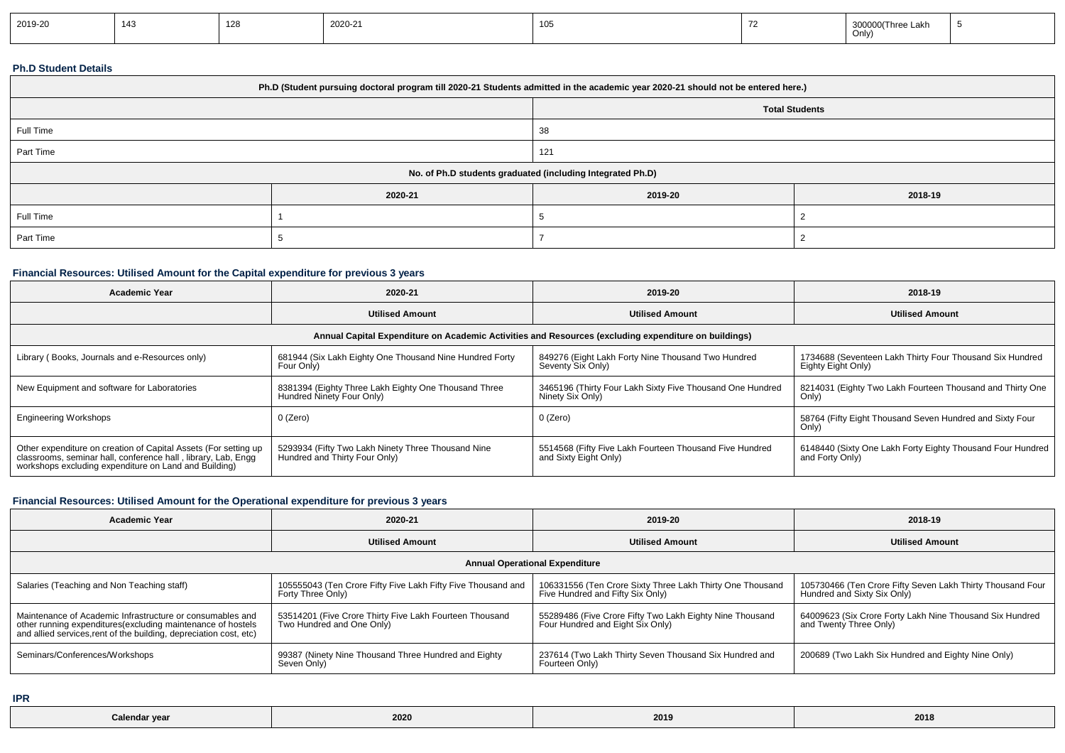| 2019-20 | 143 | 128 | 2020-21 | 105 | 72 | 300000(Three Lakh Only) | 5 |
|---|---|---|---|---|---|---|---|

**Ph.D Student Details**

| Ph.D (Student pursuing doctoral program till 2020-21 Students admitted in the academic year 2020-21 should not be entered here.) | | | |
|---|---|---|---|
| | | Total Students | |
| Full Time | | 38 | |
| Part Time | | 121 | |
| No. of Ph.D students graduated (including Integrated Ph.D) | | | |
| | 2020-21 | 2019-20 | 2018-19 |
| Full Time | 1 | 5 | 2 |
| Part Time | 5 | 7 | 2 |

**Financial Resources: Utilised Amount for the Capital expenditure for previous 3 years**

| Academic Year | 2020-21 | 2019-20 | 2018-19 |
|---|---|---|---|
| | Utilised Amount | Utilised Amount | Utilised Amount |
| Annual Capital Expenditure on Academic Activities and Resources (excluding expenditure on buildings) | | | |
| Library ( Books, Journals and e-Resources only) | 681944 (Six Lakh Eighty One Thousand Nine Hundred Forty Four Only) | 849276 (Eight Lakh Forty Nine Thousand Two Hundred Seventy Six Only) | 1734688 (Seventeen Lakh Thirty Four Thousand Six Hundred Eighty Eight Only) |
| New Equipment and software for Laboratories | 8381394 (Eighty Three Lakh Eighty One Thousand Three Hundred Ninety Four Only) | 3465196 (Thirty Four Lakh Sixty Five Thousand One Hundred Ninety Six Only) | 8214031 (Eighty Two Lakh Fourteen Thousand and Thirty One Only) |
| Engineering Workshops | 0 (Zero) | 0 (Zero) | 58764 (Fifty Eight Thousand Seven Hundred and Sixty Four Only) |
| Other expenditure on creation of Capital Assets (For setting up classrooms, seminar hall, conference hall , library, Lab, Engg workshops excluding expenditure on Land and Building) | 5293934 (Fifty Two Lakh Ninety Three Thousand Nine Hundred and Thirty Four Only) | 5514568 (Fifty Five Lakh Fourteen Thousand Five Hundred and Sixty Eight Only) | 6148440 (Sixty One Lakh Forty Eighty Thousand Four Hundred and Forty Only) |

**Financial Resources: Utilised Amount for the Operational expenditure for previous 3 years**

| Academic Year | 2020-21 | 2019-20 | 2018-19 |
|---|---|---|---|
| | Utilised Amount | Utilised Amount | Utilised Amount |
| Annual Operational Expenditure | | | |
| Salaries (Teaching and Non Teaching staff) | 105555043 (Ten Crore Fifty Five Lakh Fifty Five Thousand and Forty Three Only) | 106331556 (Ten Crore Sixty Three Lakh Thirty One Thousand Five Hundred and Fifty Six Only) | 105730466 (Ten Crore Fifty Seven Lakh Thirty Thousand Four Hundred and Sixty Six Only) |
| Maintenance of Academic Infrastructure or consumables and other running expenditures(excluding maintenance of hostels and allied services,rent of the building, depreciation cost, etc) | 53514201 (Five Crore Thirty Five Lakh Fourteen Thousand Two Hundred and One Only) | 55289486 (Five Crore Fifty Two Lakh Eighty Nine Thousand Four Hundred and Eight Six Only) | 64009623 (Six Crore Forty Lakh Nine Thousand Six Hundred and Twenty Three Only) |
| Seminars/Conferences/Workshops | 99387 (Ninety Nine Thousand Three Hundred and Eighty Seven Only) | 237614 (Two Lakh Thirty Seven Thousand Six Hundred and Fourteen Only) | 200689 (Two Lakh Six Hundred and Eighty Nine Only) |

**IPR**

| Calendar year | 2020 | 2019 | 2018 |
|---|---|---|---|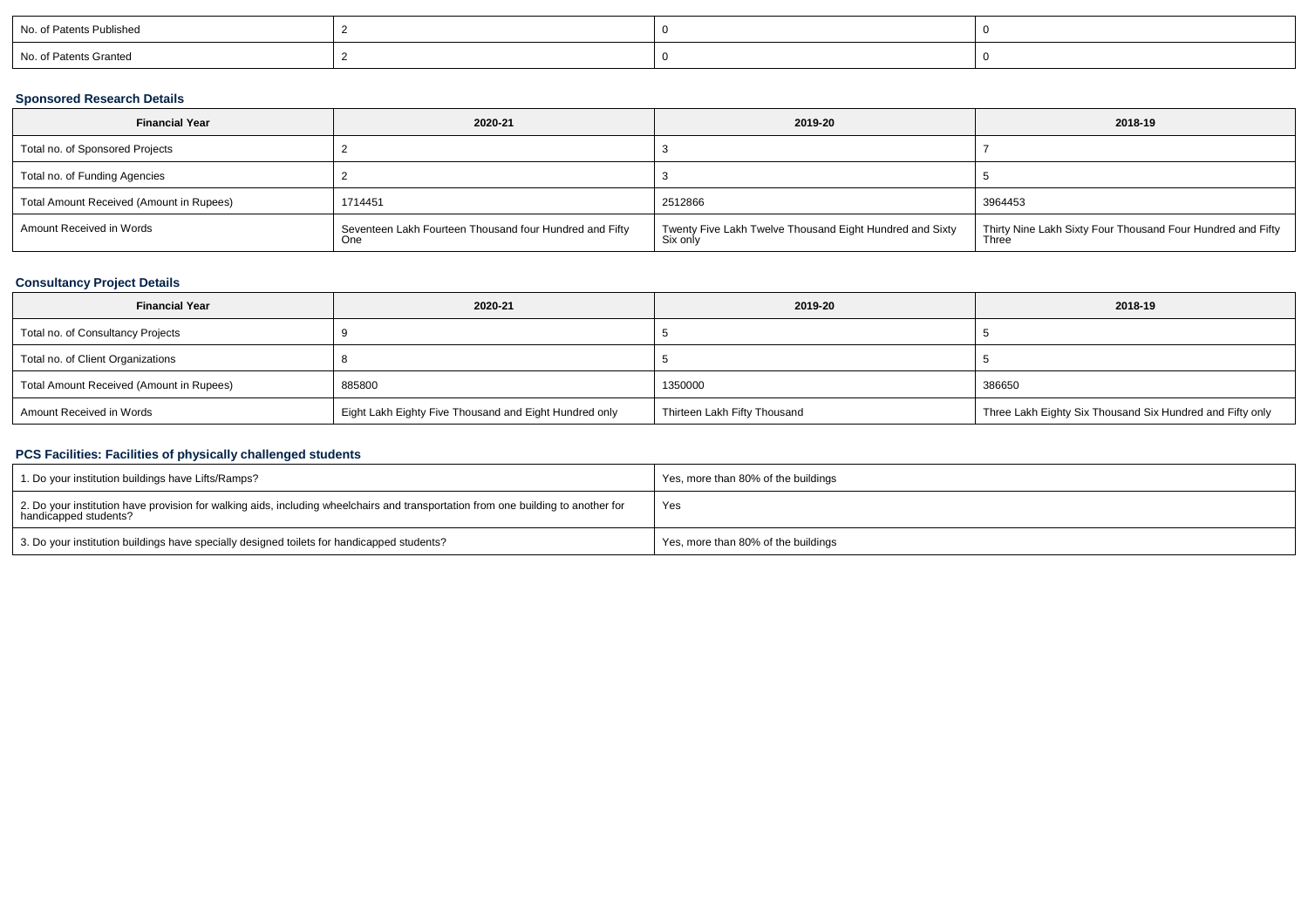| | | | |
|---|---|---|---|
| No. of Patents Published | 2 | 0 | 0 |
| No. of Patents Granted | 2 | 0 | 0 |

### Sponsored Research Details

| Financial Year | 2020-21 | 2019-20 | 2018-19 |
|---|---|---|---|
| Total no. of Sponsored Projects | 2 | 3 | 7 |
| Total no. of Funding Agencies | 2 | 3 | 5 |
| Total Amount Received (Amount in Rupees) | 1714451 | 2512866 | 3964453 |
| Amount Received in Words | Seventeen Lakh Fourteen Thousand four Hundred and Fifty One | Twenty Five Lakh Twelve Thousand Eight Hundred and Sixty Six only | Thirty Nine Lakh Sixty Four Thousand Four Hundred and Fifty Three |

### Consultancy Project Details

| Financial Year | 2020-21 | 2019-20 | 2018-19 |
|---|---|---|---|
| Total no. of Consultancy Projects | 9 | 5 | 5 |
| Total no. of Client Organizations | 8 | 5 | 5 |
| Total Amount Received (Amount in Rupees) | 885800 | 1350000 | 386650 |
| Amount Received in Words | Eight Lakh Eighty Five Thousand and Eight Hundred only | Thirteen Lakh Fifty Thousand | Three Lakh Eighty Six Thousand Six Hundred and Fifty only |

### PCS Facilities: Facilities of physically challenged students

| | |
|---|---|
| 1. Do your institution buildings have Lifts/Ramps? | Yes, more than 80% of the buildings |
| 2. Do your institution have provision for walking aids, including wheelchairs and transportation from one building to another for handicapped students? | Yes |
| 3. Do your institution buildings have specially designed toilets for handicapped students? | Yes, more than 80% of the buildings |